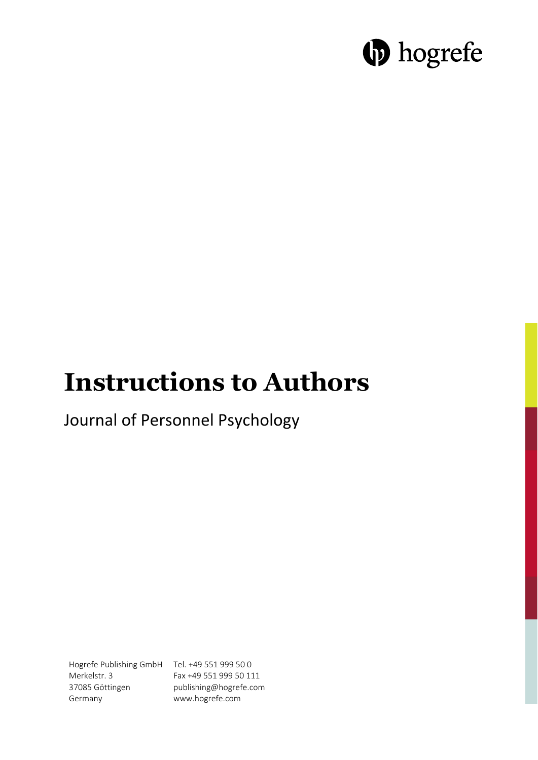hogrefe

# Instructions to Authors

Journal of Personnel Psychology

Hogrefe Publishing GmbH
Merkelstr. 3
37085 Göttingen
Germany

Tel. +49 551 999 50 0
Fax +49 551 999 50 111
publishing@hogrefe.com
www.hogrefe.com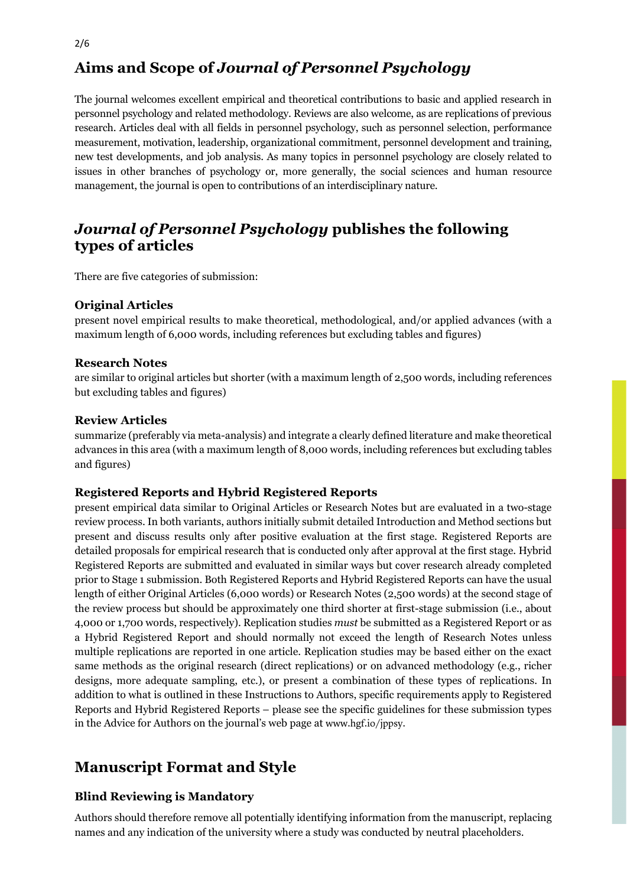## Aims and Scope of *Journal of Personnel Psychology*

The journal welcomes excellent empirical and theoretical contributions to basic and applied research in personnel psychology and related methodology. Reviews are also welcome, as are replications of previous research. Articles deal with all fields in personnel psychology, such as personnel selection, performance measurement, motivation, leadership, organizational commitment, personnel development and training, new test developments, and job analysis. As many topics in personnel psychology are closely related to issues in other branches of psychology or, more generally, the social sciences and human resource management, the journal is open to contributions of an interdisciplinary nature.

## *Journal of Personnel Psychology* publishes the following types of articles

There are five categories of submission:

### Original Articles

present novel empirical results to make theoretical, methodological, and/or applied advances (with a maximum length of 6,000 words, including references but excluding tables and figures)

### Research Notes

are similar to original articles but shorter (with a maximum length of 2,500 words, including references but excluding tables and figures)

### Review Articles

summarize (preferably via meta-analysis) and integrate a clearly defined literature and make theoretical advances in this area (with a maximum length of 8,000 words, including references but excluding tables and figures)

### Registered Reports and Hybrid Registered Reports

present empirical data similar to Original Articles or Research Notes but are evaluated in a two-stage review process. In both variants, authors initially submit detailed Introduction and Method sections but present and discuss results only after positive evaluation at the first stage. Registered Reports are detailed proposals for empirical research that is conducted only after approval at the first stage. Hybrid Registered Reports are submitted and evaluated in similar ways but cover research already completed prior to Stage 1 submission. Both Registered Reports and Hybrid Registered Reports can have the usual length of either Original Articles (6,000 words) or Research Notes (2,500 words) at the second stage of the review process but should be approximately one third shorter at first-stage submission (i.e., about 4,000 or 1,700 words, respectively). Replication studies *must* be submitted as a Registered Report or as a Hybrid Registered Report and should normally not exceed the length of Research Notes unless multiple replications are reported in one article. Replication studies may be based either on the exact same methods as the original research (direct replications) or on advanced methodology (e.g., richer designs, more adequate sampling, etc.), or present a combination of these types of replications. In addition to what is outlined in these Instructions to Authors, specific requirements apply to Registered Reports and Hybrid Registered Reports – please see the specific guidelines for these submission types in the Advice for Authors on the journal's web page at www.hgf.io/jppsy.

## Manuscript Format and Style

### Blind Reviewing is Mandatory

Authors should therefore remove all potentially identifying information from the manuscript, replacing names and any indication of the university where a study was conducted by neutral placeholders.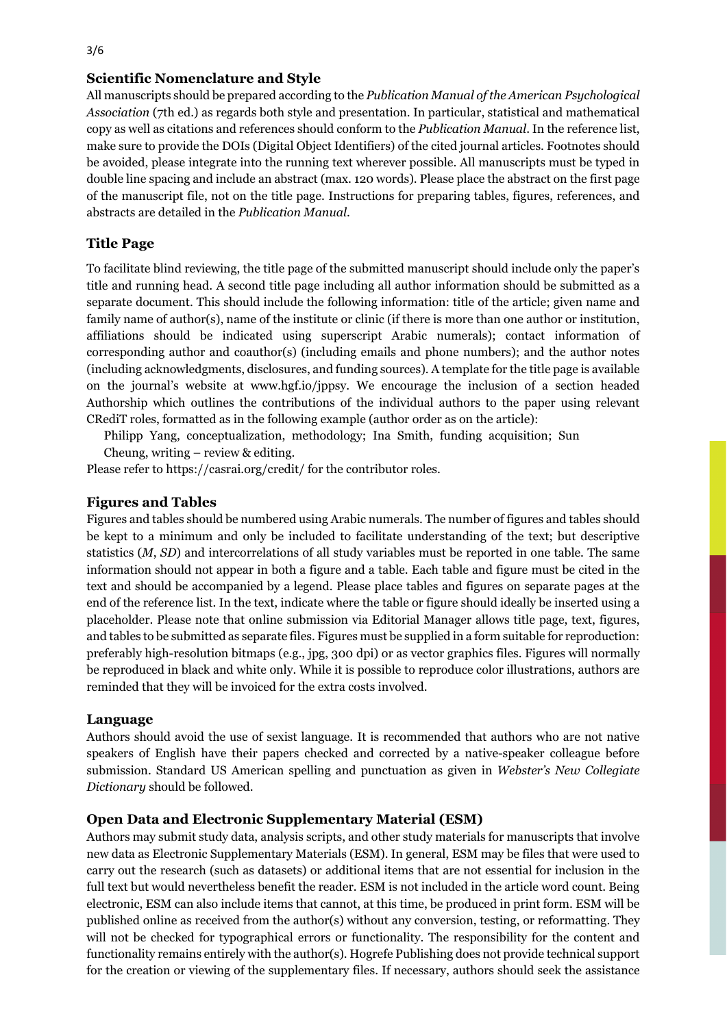## Scientific Nomenclature and Style

All manuscripts should be prepared according to the *Publication Manual of the American Psychological Association* (7th ed.) as regards both style and presentation. In particular, statistical and mathematical copy as well as citations and references should conform to the *Publication Manual*. In the reference list, make sure to provide the DOIs (Digital Object Identifiers) of the cited journal articles. Footnotes should be avoided, please integrate into the running text wherever possible. All manuscripts must be typed in double line spacing and include an abstract (max. 120 words). Please place the abstract on the first page of the manuscript file, not on the title page. Instructions for preparing tables, figures, references, and abstracts are detailed in the *Publication Manual*.

## Title Page

To facilitate blind reviewing, the title page of the submitted manuscript should include only the paper's title and running head. A second title page including all author information should be submitted as a separate document. This should include the following information: title of the article; given name and family name of author(s), name of the institute or clinic (if there is more than one author or institution, affiliations should be indicated using superscript Arabic numerals); contact information of corresponding author and coauthor(s) (including emails and phone numbers); and the author notes (including acknowledgments, disclosures, and funding sources). A template for the title page is available on the journal's website at www.hgf.io/jppsy. We encourage the inclusion of a section headed Authorship which outlines the contributions of the individual authors to the paper using relevant CRediT roles, formatted as in the following example (author order as on the article):

> Philipp Yang, conceptualization, methodology; Ina Smith, funding acquisition; Sun Cheung, writing – review & editing.

Please refer to https://casrai.org/credit/ for the contributor roles.

## Figures and Tables

Figures and tables should be numbered using Arabic numerals. The number of figures and tables should be kept to a minimum and only be included to facilitate understanding of the text; but descriptive statistics ($M$, $SD$) and intercorrelations of all study variables must be reported in one table. The same information should not appear in both a figure and a table. Each table and figure must be cited in the text and should be accompanied by a legend. Please place tables and figures on separate pages at the end of the reference list. In the text, indicate where the table or figure should ideally be inserted using a placeholder. Please note that online submission via Editorial Manager allows title page, text, figures, and tables to be submitted as separate files. Figures must be supplied in a form suitable for reproduction: preferably high-resolution bitmaps (e.g., jpg, 300 dpi) or as vector graphics files. Figures will normally be reproduced in black and white only. While it is possible to reproduce color illustrations, authors are reminded that they will be invoiced for the extra costs involved.

## Language

Authors should avoid the use of sexist language. It is recommended that authors who are not native speakers of English have their papers checked and corrected by a native-speaker colleague before submission. Standard US American spelling and punctuation as given in *Webster's New Collegiate Dictionary* should be followed.

## Open Data and Electronic Supplementary Material (ESM)

Authors may submit study data, analysis scripts, and other study materials for manuscripts that involve new data as Electronic Supplementary Materials (ESM). In general, ESM may be files that were used to carry out the research (such as datasets) or additional items that are not essential for inclusion in the full text but would nevertheless benefit the reader. ESM is not included in the article word count. Being electronic, ESM can also include items that cannot, at this time, be produced in print form. ESM will be published online as received from the author(s) without any conversion, testing, or reformatting. They will not be checked for typographical errors or functionality. The responsibility for the content and functionality remains entirely with the author(s). Hogrefe Publishing does not provide technical support for the creation or viewing of the supplementary files. If necessary, authors should seek the assistance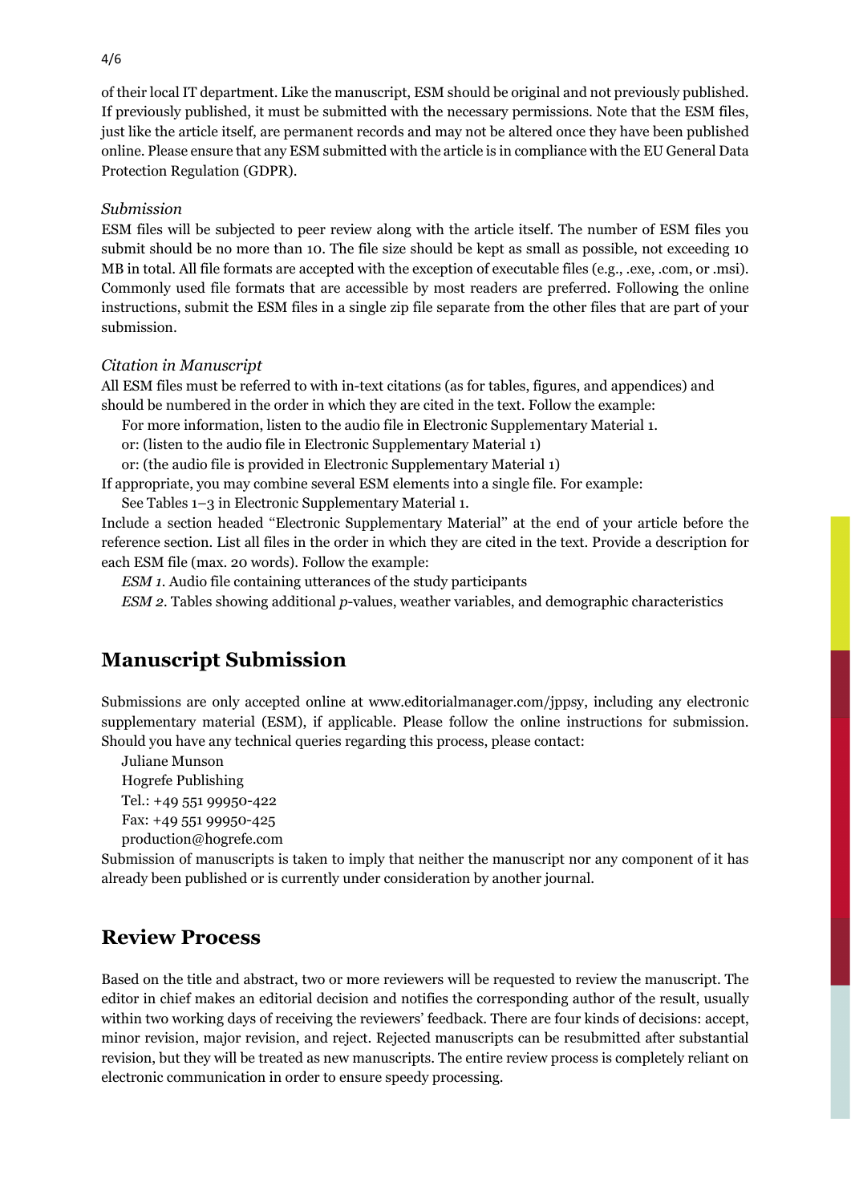of their local IT department. Like the manuscript, ESM should be original and not previously published. If previously published, it must be submitted with the necessary permissions. Note that the ESM files, just like the article itself, are permanent records and may not be altered once they have been published online. Please ensure that any ESM submitted with the article is in compliance with the EU General Data Protection Regulation (GDPR).

*Submission*

ESM files will be subjected to peer review along with the article itself. The number of ESM files you submit should be no more than 10. The file size should be kept as small as possible, not exceeding 10 MB in total. All file formats are accepted with the exception of executable files (e.g., .exe, .com, or .msi). Commonly used file formats that are accessible by most readers are preferred. Following the online instructions, submit the ESM files in a single zip file separate from the other files that are part of your submission.

*Citation in Manuscript*

All ESM files must be referred to with in-text citations (as for tables, figures, and appendices) and should be numbered in the order in which they are cited in the text. Follow the example:

For more information, listen to the audio file in Electronic Supplementary Material 1.

or: (listen to the audio file in Electronic Supplementary Material 1)

or: (the audio file is provided in Electronic Supplementary Material 1)

If appropriate, you may combine several ESM elements into a single file. For example:

See Tables 1–3 in Electronic Supplementary Material 1.

Include a section headed "Electronic Supplementary Material" at the end of your article before the reference section. List all files in the order in which they are cited in the text. Provide a description for each ESM file (max. 20 words). Follow the example:

*ESM 1*. Audio file containing utterances of the study participants

*ESM 2*. Tables showing additional *p*-values, weather variables, and demographic characteristics

## Manuscript Submission

Submissions are only accepted online at www.editorialmanager.com/jppsy, including any electronic supplementary material (ESM), if applicable. Please follow the online instructions for submission. Should you have any technical queries regarding this process, please contact:

Juliane Munson
Hogrefe Publishing
Tel.: +49 551 99950-422
Fax: +49 551 99950-425
production@hogrefe.com

Submission of manuscripts is taken to imply that neither the manuscript nor any component of it has already been published or is currently under consideration by another journal.

## Review Process

Based on the title and abstract, two or more reviewers will be requested to review the manuscript. The editor in chief makes an editorial decision and notifies the corresponding author of the result, usually within two working days of receiving the reviewers' feedback. There are four kinds of decisions: accept, minor revision, major revision, and reject. Rejected manuscripts can be resubmitted after substantial revision, but they will be treated as new manuscripts. The entire review process is completely reliant on electronic communication in order to ensure speedy processing.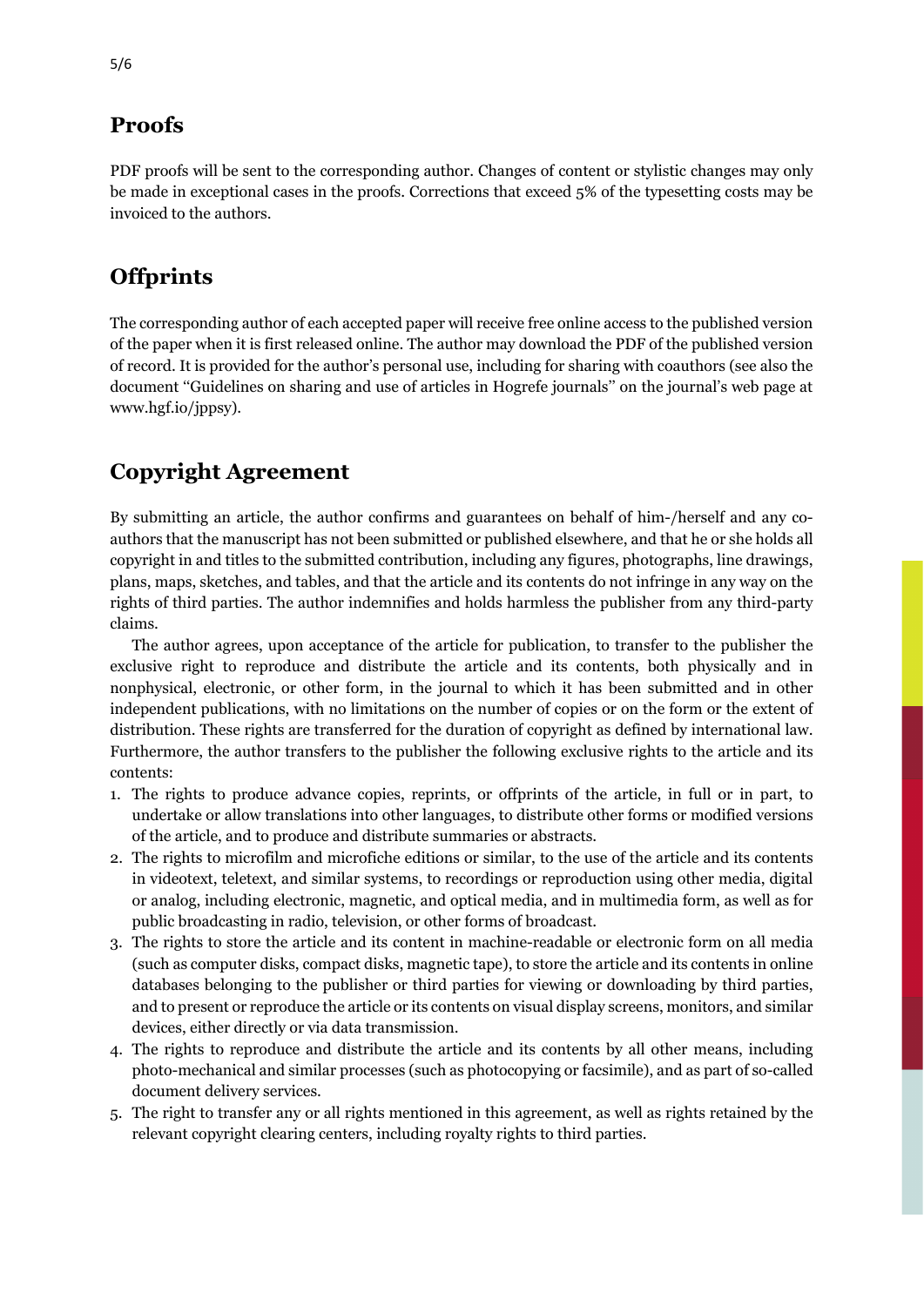## Proofs

PDF proofs will be sent to the corresponding author. Changes of content or stylistic changes may only be made in exceptional cases in the proofs. Corrections that exceed 5% of the typesetting costs may be invoiced to the authors.

## Offprints

The corresponding author of each accepted paper will receive free online access to the published version of the paper when it is first released online. The author may download the PDF of the published version of record. It is provided for the author's personal use, including for sharing with coauthors (see also the document "Guidelines on sharing and use of articles in Hogrefe journals" on the journal's web page at www.hgf.io/jppsy).

## Copyright Agreement

By submitting an article, the author confirms and guarantees on behalf of him-/herself and any co-authors that the manuscript has not been submitted or published elsewhere, and that he or she holds all copyright in and titles to the submitted contribution, including any figures, photographs, line drawings, plans, maps, sketches, and tables, and that the article and its contents do not infringe in any way on the rights of third parties. The author indemnifies and holds harmless the publisher from any third-party claims.

The author agrees, upon acceptance of the article for publication, to transfer to the publisher the exclusive right to reproduce and distribute the article and its contents, both physically and in nonphysical, electronic, or other form, in the journal to which it has been submitted and in other independent publications, with no limitations on the number of copies or on the form or the extent of distribution. These rights are transferred for the duration of copyright as defined by international law. Furthermore, the author transfers to the publisher the following exclusive rights to the article and its contents:

1. The rights to produce advance copies, reprints, or offprints of the article, in full or in part, to undertake or allow translations into other languages, to distribute other forms or modified versions of the article, and to produce and distribute summaries or abstracts.
2. The rights to microfilm and microfiche editions or similar, to the use of the article and its contents in videotext, teletext, and similar systems, to recordings or reproduction using other media, digital or analog, including electronic, magnetic, and optical media, and in multimedia form, as well as for public broadcasting in radio, television, or other forms of broadcast.
3. The rights to store the article and its content in machine-readable or electronic form on all media (such as computer disks, compact disks, magnetic tape), to store the article and its contents in online databases belonging to the publisher or third parties for viewing or downloading by third parties, and to present or reproduce the article or its contents on visual display screens, monitors, and similar devices, either directly or via data transmission.
4. The rights to reproduce and distribute the article and its contents by all other means, including photo-mechanical and similar processes (such as photocopying or facsimile), and as part of so-called document delivery services.
5. The right to transfer any or all rights mentioned in this agreement, as well as rights retained by the relevant copyright clearing centers, including royalty rights to third parties.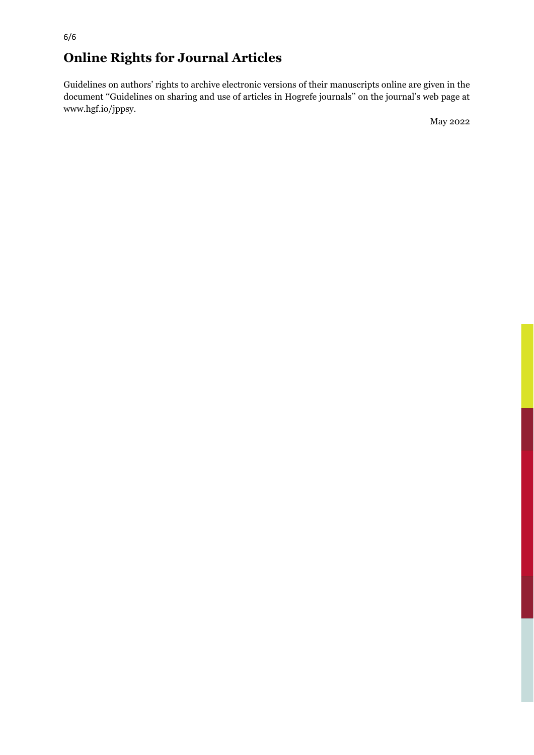## Online Rights for Journal Articles

Guidelines on authors' rights to archive electronic versions of their manuscripts online are given in the document "Guidelines on sharing and use of articles in Hogrefe journals" on the journal's web page at www.hgf.io/jppsy.

May 2022